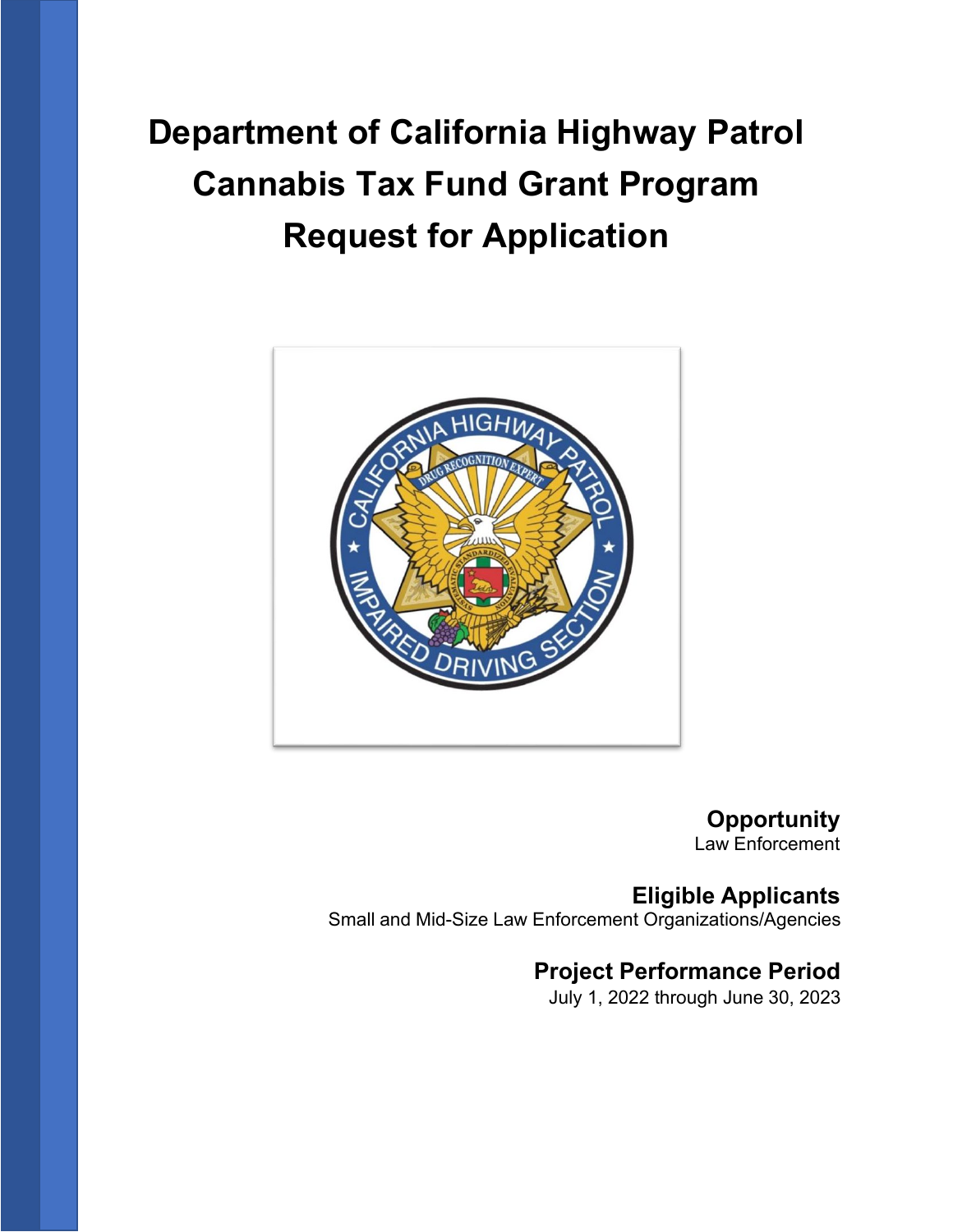# Department of California Highway Patrol Cannabis Tax Fund Grant Program Request for Application

**Opportunity**
Law Enforcement

**Eligible Applicants**
Small and Mid-Size Law Enforcement Organizations/Agencies

**Project Performance Period**
July 1, 2022 through June 30, 2023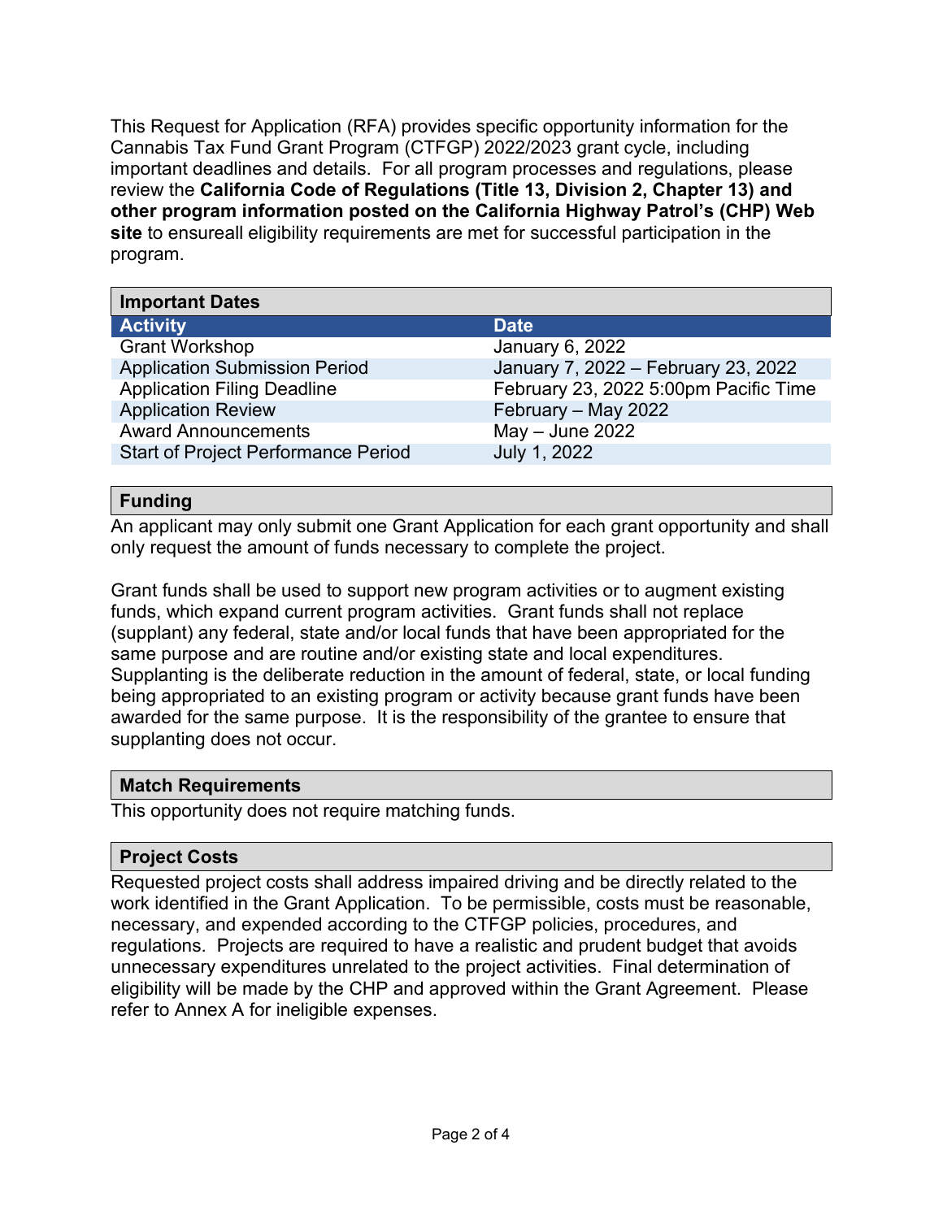This Request for Application (RFA) provides specific opportunity information for the Cannabis Tax Fund Grant Program (CTFGP) 2022/2023 grant cycle, including important deadlines and details. For all program processes and regulations, please review the **California Code of Regulations (Title 13, Division 2, Chapter 13) and other program information posted on the California Highway Patrol's (CHP) Web site** to ensureall eligibility requirements are met for successful participation in the program.

| Important Dates | |
|---|---|
| **Activity** | **Date** |
| Grant Workshop | January 6, 2022 |
| Application Submission Period | January 7, 2022 – February 23, 2022 |
| Application Filing Deadline | February 23, 2022 5:00pm Pacific Time |
| Application Review | February – May 2022 |
| Award Announcements | May – June 2022 |
| Start of Project Performance Period | July 1, 2022 |

## Funding

An applicant may only submit one Grant Application for each grant opportunity and shall only request the amount of funds necessary to complete the project.

Grant funds shall be used to support new program activities or to augment existing funds, which expand current program activities. Grant funds shall not replace (supplant) any federal, state and/or local funds that have been appropriated for the same purpose and are routine and/or existing state and local expenditures. Supplanting is the deliberate reduction in the amount of federal, state, or local funding being appropriated to an existing program or activity because grant funds have been awarded for the same purpose. It is the responsibility of the grantee to ensure that supplanting does not occur.

## Match Requirements

This opportunity does not require matching funds.

## Project Costs

Requested project costs shall address impaired driving and be directly related to the work identified in the Grant Application. To be permissible, costs must be reasonable, necessary, and expended according to the CTFGP policies, procedures, and regulations. Projects are required to have a realistic and prudent budget that avoids unnecessary expenditures unrelated to the project activities. Final determination of eligibility will be made by the CHP and approved within the Grant Agreement. Please refer to Annex A for ineligible expenses.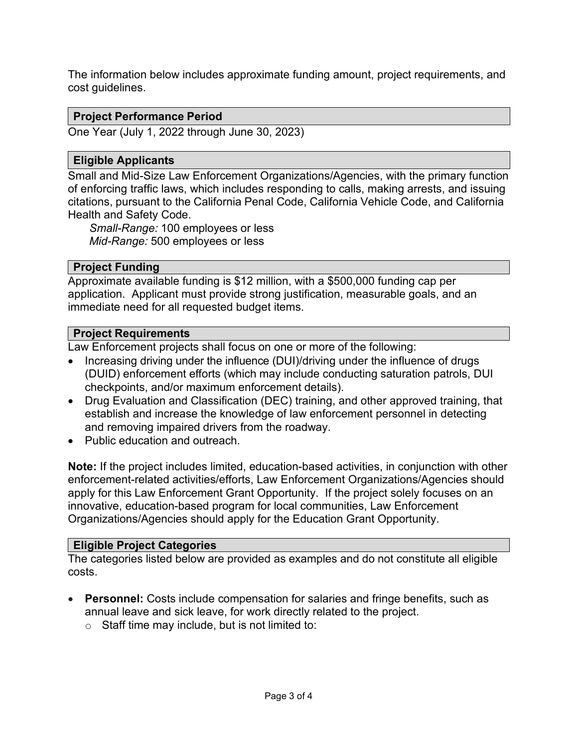The information below includes approximate funding amount, project requirements, and cost guidelines.

## Project Performance Period

One Year (July 1, 2022 through June 30, 2023)

## Eligible Applicants

Small and Mid-Size Law Enforcement Organizations/Agencies, with the primary function of enforcing traffic laws, which includes responding to calls, making arrests, and issuing citations, pursuant to the California Penal Code, California Vehicle Code, and California Health and Safety Code.

*Small-Range:* 100 employees or less
*Mid-Range:* 500 employees or less

## Project Funding

Approximate available funding is $12 million, with a $500,000 funding cap per application. Applicant must provide strong justification, measurable goals, and an immediate need for all requested budget items.

## Project Requirements

Law Enforcement projects shall focus on one or more of the following:

- Increasing driving under the influence (DUI)/driving under the influence of drugs (DUID) enforcement efforts (which may include conducting saturation patrols, DUI checkpoints, and/or maximum enforcement details).
- Drug Evaluation and Classification (DEC) training, and other approved training, that establish and increase the knowledge of law enforcement personnel in detecting and removing impaired drivers from the roadway.
- Public education and outreach.

**Note:** If the project includes limited, education-based activities, in conjunction with other enforcement-related activities/efforts, Law Enforcement Organizations/Agencies should apply for this Law Enforcement Grant Opportunity. If the project solely focuses on an innovative, education-based program for local communities, Law Enforcement Organizations/Agencies should apply for the Education Grant Opportunity.

## Eligible Project Categories

The categories listed below are provided as examples and do not constitute all eligible costs.

- **Personnel:** Costs include compensation for salaries and fringe benefits, such as annual leave and sick leave, for work directly related to the project.
  - Staff time may include, but is not limited to: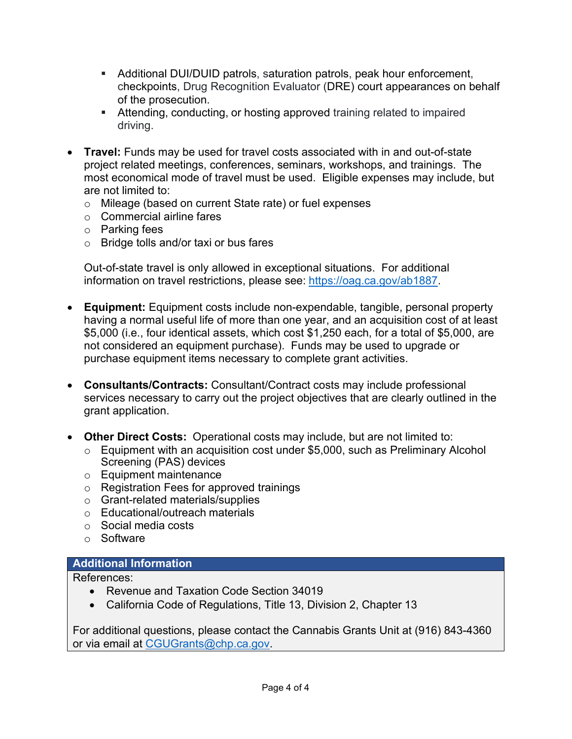- Additional DUI/DUID patrols, saturation patrols, peak hour enforcement, checkpoints, Drug Recognition Evaluator (DRE) court appearances on behalf of the prosecution.
    - Attending, conducting, or hosting approved training related to impaired driving.

- **Travel:** Funds may be used for travel costs associated with in and out-of-state project related meetings, conferences, seminars, workshops, and trainings. The most economical mode of travel must be used. Eligible expenses may include, but are not limited to:
    - Mileage (based on current State rate) or fuel expenses
    - Commercial airline fares
    - Parking fees
    - Bridge tolls and/or taxi or bus fares

  Out-of-state travel is only allowed in exceptional situations. For additional information on travel restrictions, please see: https://oag.ca.gov/ab1887.

- **Equipment:** Equipment costs include non-expendable, tangible, personal property having a normal useful life of more than one year, and an acquisition cost of at least $5,000 (i.e., four identical assets, which cost $1,250 each, for a total of $5,000, are not considered an equipment purchase). Funds may be used to upgrade or purchase equipment items necessary to complete grant activities.

- **Consultants/Contracts:** Consultant/Contract costs may include professional services necessary to carry out the project objectives that are clearly outlined in the grant application.

- **Other Direct Costs:** Operational costs may include, but are not limited to:
    - Equipment with an acquisition cost under $5,000, such as Preliminary Alcohol Screening (PAS) devices
    - Equipment maintenance
    - Registration Fees for approved trainings
    - Grant-related materials/supplies
    - Educational/outreach materials
    - Social media costs
    - Software

## Additional Information

References:

- Revenue and Taxation Code Section 34019
- California Code of Regulations, Title 13, Division 2, Chapter 13

For additional questions, please contact the Cannabis Grants Unit at (916) 843-4360 or via email at CGUGrants@chp.ca.gov.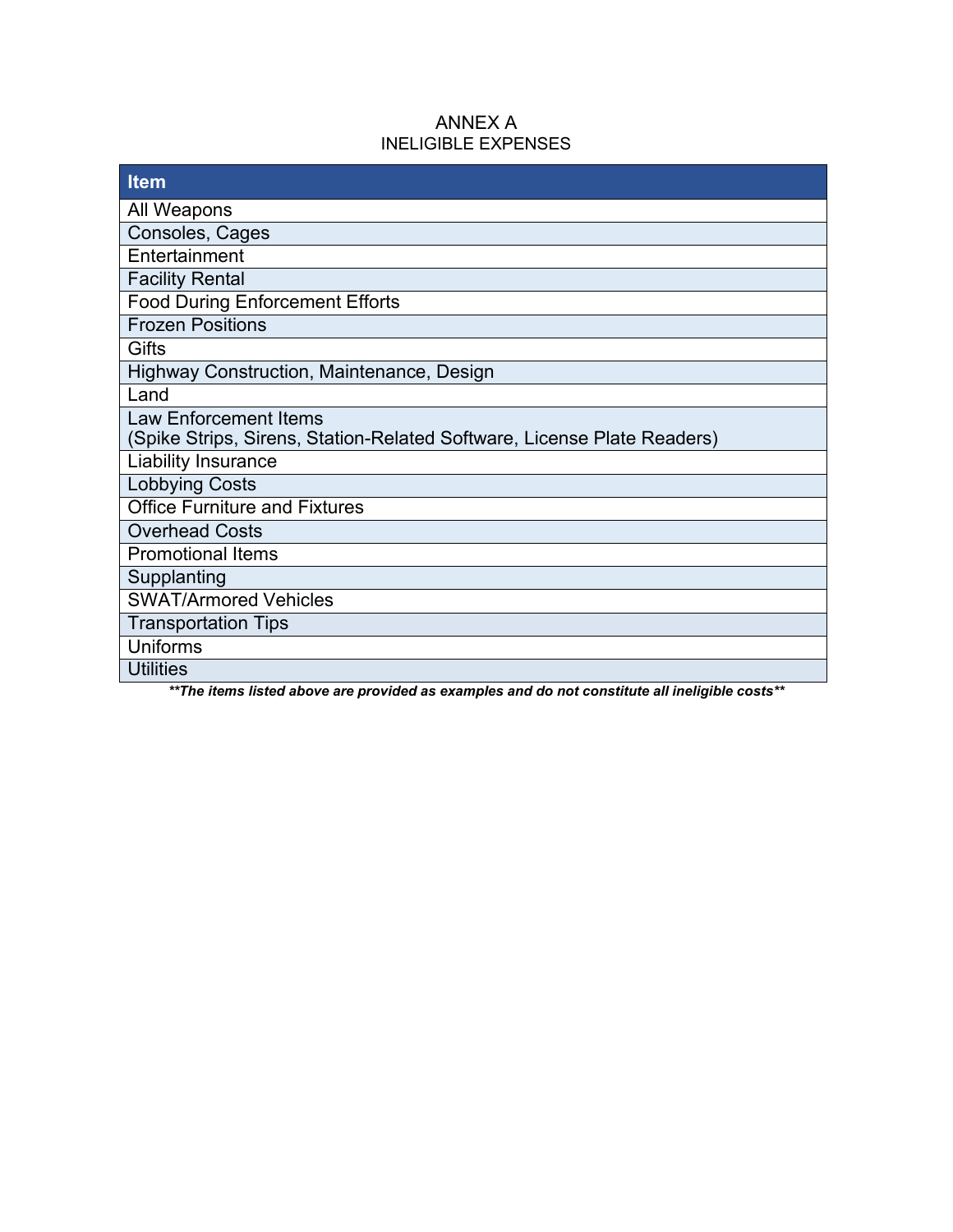ANNEX A

INELIGIBLE EXPENSES

| Item |
| --- |
| All Weapons |
| Consoles, Cages |
| Entertainment |
| Facility Rental |
| Food During Enforcement Efforts |
| Frozen Positions |
| Gifts |
| Highway Construction, Maintenance, Design |
| Land |
| Law Enforcement Items (Spike Strips, Sirens, Station-Related Software, License Plate Readers) |
| Liability Insurance |
| Lobbying Costs |
| Office Furniture and Fixtures |
| Overhead Costs |
| Promotional Items |
| Supplanting |
| SWAT/Armored Vehicles |
| Transportation Tips |
| Uniforms |
| Utilities |

***The items listed above are provided as examples and do not constitute all ineligible costs***